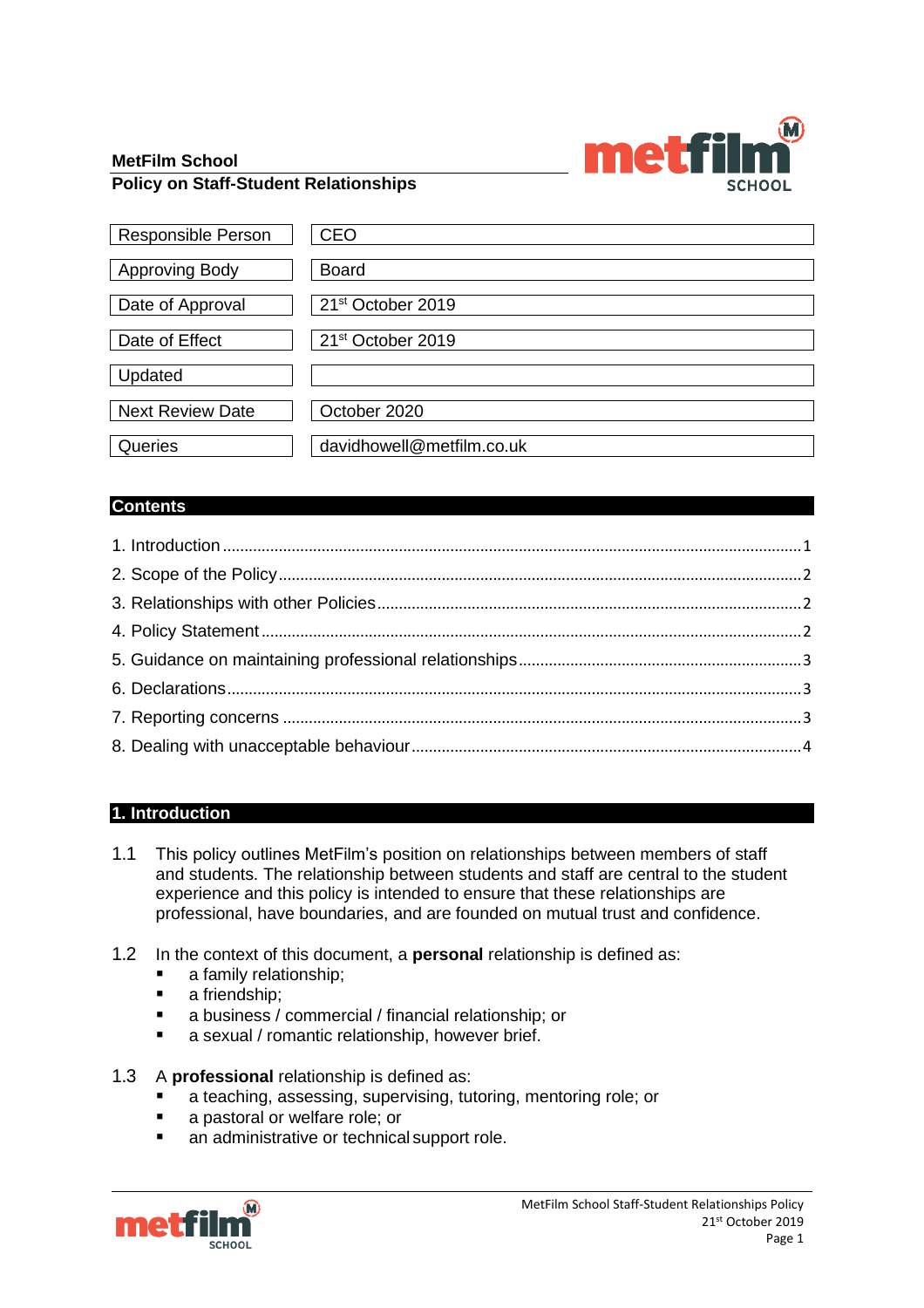**MetFilm School**
**Policy on Staff-Student Relationships**

| | |
|---|---|
| Responsible Person | CEO |
| Approving Body | Board |
| Date of Approval | 21st October 2019 |
| Date of Effect | 21st October 2019 |
| Updated | |
| Next Review Date | October 2020 |
| Queries | davidhowell@metfilm.co.uk |

## Contents

1. Introduction .... 1
2. Scope of the Policy .... 2
3. Relationships with other Policies .... 2
4. Policy Statement .... 2
5. Guidance on maintaining professional relationships .... 3
6. Declarations .... 3
7. Reporting concerns .... 3
8. Dealing with unacceptable behaviour .... 4

## 1. Introduction

1.1 This policy outlines MetFilm's position on relationships between members of staff and students. The relationship between students and staff are central to the student experience and this policy is intended to ensure that these relationships are professional, have boundaries, and are founded on mutual trust and confidence.

1.2 In the context of this document, a **personal** relationship is defined as:
- a family relationship;
- a friendship;
- a business / commercial / financial relationship; or
- a sexual / romantic relationship, however brief.

1.3 A **professional** relationship is defined as:
- a teaching, assessing, supervising, tutoring, mentoring role; or
- a pastoral or welfare role; or
- an administrative or technical support role.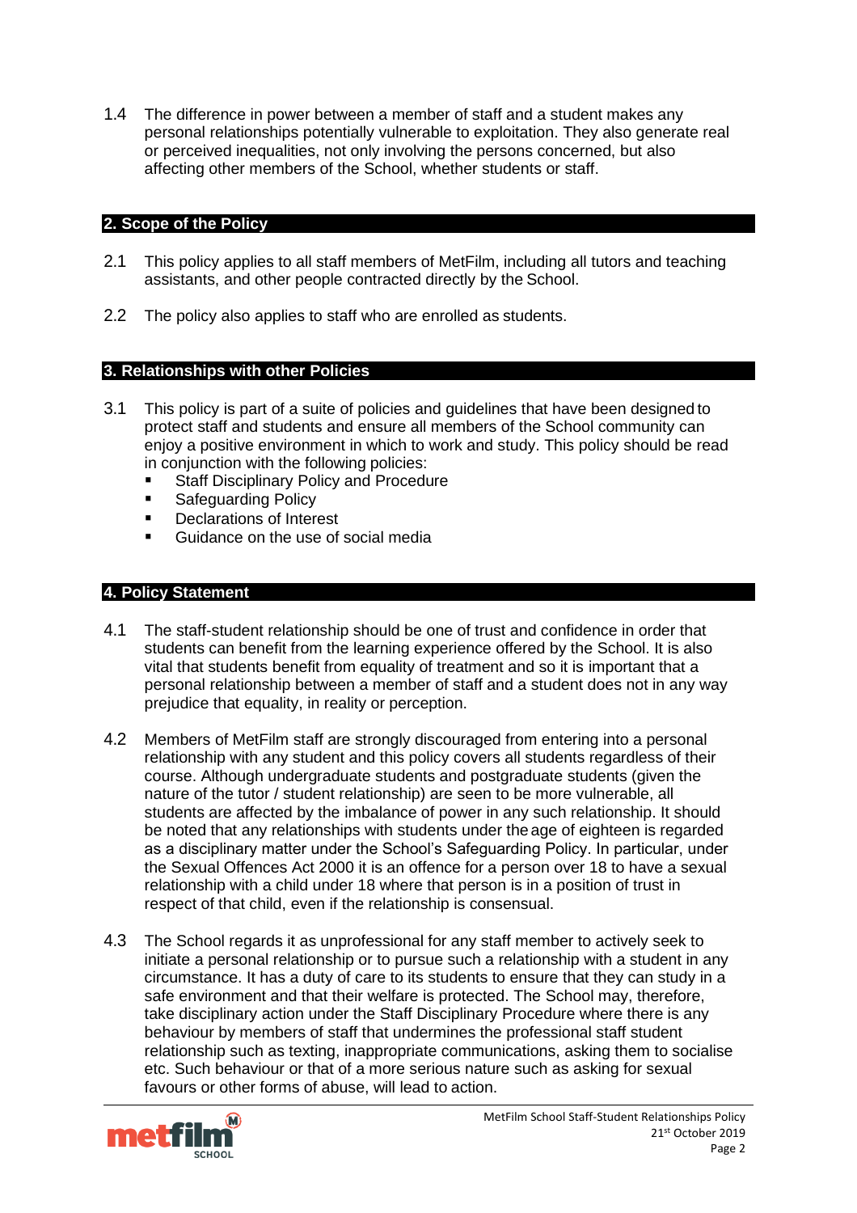1.4 The difference in power between a member of staff and a student makes any personal relationships potentially vulnerable to exploitation. They also generate real or perceived inequalities, not only involving the persons concerned, but also affecting other members of the School, whether students or staff.

## 2. Scope of the Policy

2.1 This policy applies to all staff members of MetFilm, including all tutors and teaching assistants, and other people contracted directly by the School.

2.2 The policy also applies to staff who are enrolled as students.

## 3. Relationships with other Policies

3.1 This policy is part of a suite of policies and guidelines that have been designed to protect staff and students and ensure all members of the School community can enjoy a positive environment in which to work and study. This policy should be read in conjunction with the following policies:

- Staff Disciplinary Policy and Procedure
- Safeguarding Policy
- Declarations of Interest
- Guidance on the use of social media

## 4. Policy Statement

4.1 The staff-student relationship should be one of trust and confidence in order that students can benefit from the learning experience offered by the School. It is also vital that students benefit from equality of treatment and so it is important that a personal relationship between a member of staff and a student does not in any way prejudice that equality, in reality or perception.

4.2 Members of MetFilm staff are strongly discouraged from entering into a personal relationship with any student and this policy covers all students regardless of their course. Although undergraduate students and postgraduate students (given the nature of the tutor / student relationship) are seen to be more vulnerable, all students are affected by the imbalance of power in any such relationship. It should be noted that any relationships with students under the age of eighteen is regarded as a disciplinary matter under the School's Safeguarding Policy. In particular, under the Sexual Offences Act 2000 it is an offence for a person over 18 to have a sexual relationship with a child under 18 where that person is in a position of trust in respect of that child, even if the relationship is consensual.

4.3 The School regards it as unprofessional for any staff member to actively seek to initiate a personal relationship or to pursue such a relationship with a student in any circumstance. It has a duty of care to its students to ensure that they can study in a safe environment and that their welfare is protected. The School may, therefore, take disciplinary action under the Staff Disciplinary Procedure where there is any behaviour by members of staff that undermines the professional staff student relationship such as texting, inappropriate communications, asking them to socialise etc. Such behaviour or that of a more serious nature such as asking for sexual favours or other forms of abuse, will lead to action.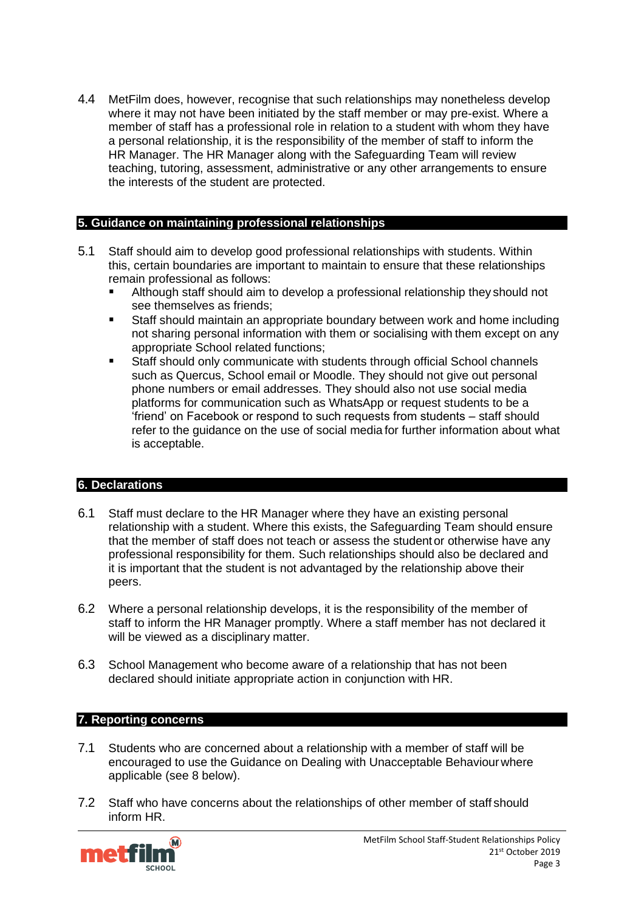4.4 MetFilm does, however, recognise that such relationships may nonetheless develop where it may not have been initiated by the staff member or may pre-exist. Where a member of staff has a professional role in relation to a student with whom they have a personal relationship, it is the responsibility of the member of staff to inform the HR Manager. The HR Manager along with the Safeguarding Team will review teaching, tutoring, assessment, administrative or any other arrangements to ensure the interests of the student are protected.

## 5. Guidance on maintaining professional relationships

5.1 Staff should aim to develop good professional relationships with students. Within this, certain boundaries are important to maintain to ensure that these relationships remain professional as follows:

- Although staff should aim to develop a professional relationship they should not see themselves as friends;
- Staff should maintain an appropriate boundary between work and home including not sharing personal information with them or socialising with them except on any appropriate School related functions;
- Staff should only communicate with students through official School channels such as Quercus, School email or Moodle. They should not give out personal phone numbers or email addresses. They should also not use social media platforms for communication such as WhatsApp or request students to be a 'friend' on Facebook or respond to such requests from students – staff should refer to the guidance on the use of social media for further information about what is acceptable.

## 6. Declarations

6.1 Staff must declare to the HR Manager where they have an existing personal relationship with a student. Where this exists, the Safeguarding Team should ensure that the member of staff does not teach or assess the student or otherwise have any professional responsibility for them. Such relationships should also be declared and it is important that the student is not advantaged by the relationship above their peers.

6.2 Where a personal relationship develops, it is the responsibility of the member of staff to inform the HR Manager promptly. Where a staff member has not declared it will be viewed as a disciplinary matter.

6.3 School Management who become aware of a relationship that has not been declared should initiate appropriate action in conjunction with HR.

## 7. Reporting concerns

7.1 Students who are concerned about a relationship with a member of staff will be encouraged to use the Guidance on Dealing with Unacceptable Behaviour where applicable (see 8 below).

7.2 Staff who have concerns about the relationships of other member of staff should inform HR.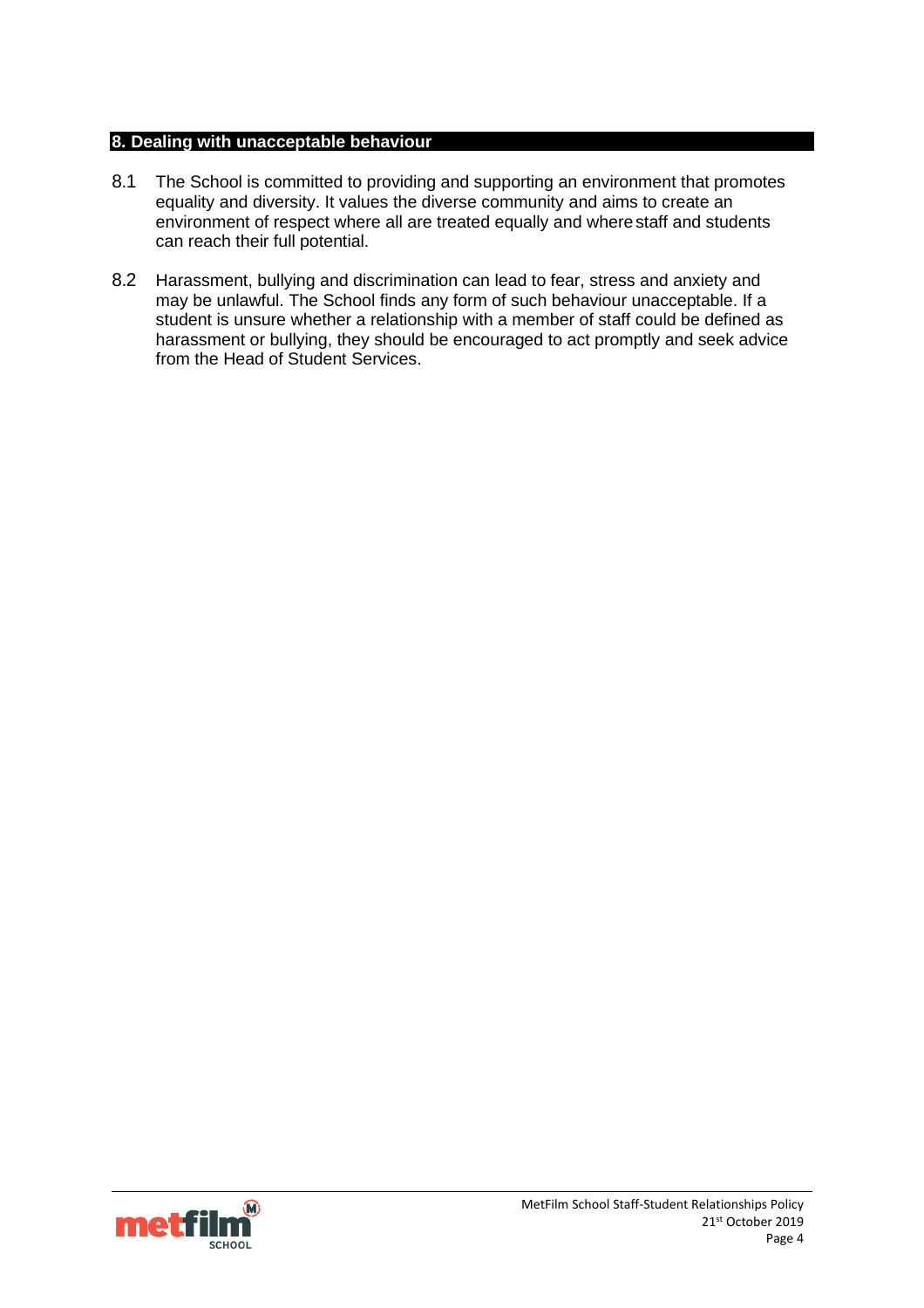## 8. Dealing with unacceptable behaviour

8.1 The School is committed to providing and supporting an environment that promotes equality and diversity. It values the diverse community and aims to create an environment of respect where all are treated equally and where staff and students can reach their full potential.

8.2 Harassment, bullying and discrimination can lead to fear, stress and anxiety and may be unlawful. The School finds any form of such behaviour unacceptable. If a student is unsure whether a relationship with a member of staff could be defined as harassment or bullying, they should be encouraged to act promptly and seek advice from the Head of Student Services.